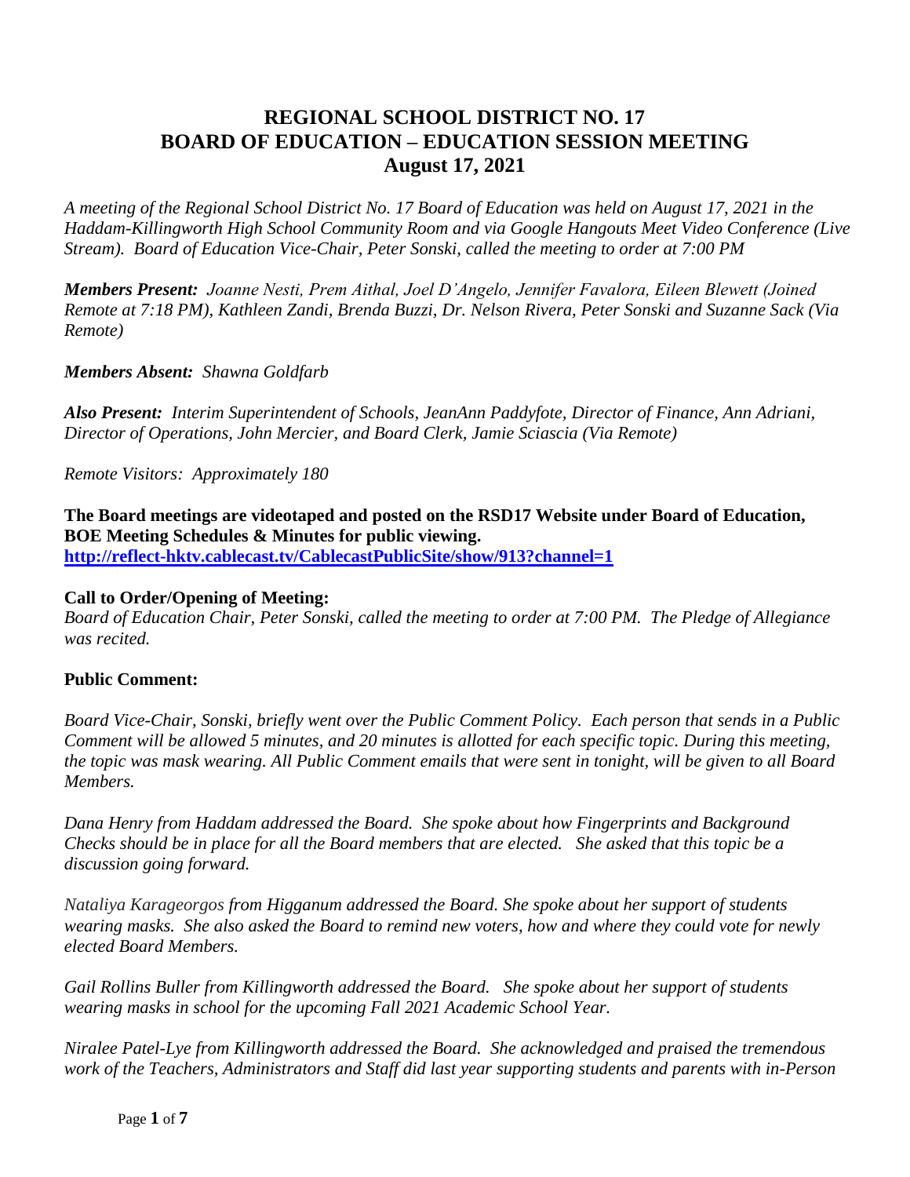# REGIONAL SCHOOL DISTRICT NO. 17
# BOARD OF EDUCATION – EDUCATION SESSION MEETING
# August 17, 2021

*A meeting of the Regional School District No. 17 Board of Education was held on August 17, 2021 in the Haddam-Killingworth High School Community Room and via Google Hangouts Meet Video Conference (Live Stream). Board of Education Vice-Chair, Peter Sonski, called the meeting to order at 7:00 PM*

***Members Present:*** *Joanne Nesti, Prem Aithal, Joel D'Angelo, Jennifer Favalora, Eileen Blewett (Joined Remote at 7:18 PM), Kathleen Zandi, Brenda Buzzi, Dr. Nelson Rivera, Peter Sonski and Suzanne Sack (Via Remote)*

***Members Absent:*** *Shawna Goldfarb*

***Also Present:*** *Interim Superintendent of Schools, JeanAnn Paddyfote, Director of Finance, Ann Adriani, Director of Operations, John Mercier, and Board Clerk, Jamie Sciascia (Via Remote)*

*Remote Visitors: Approximately 180*

**The Board meetings are videotaped and posted on the RSD17 Website under Board of Education, BOE Meeting Schedules & Minutes for public viewing.**
**http://reflect-hktv.cablecast.tv/CablecastPublicSite/show/913?channel=1**

**Call to Order/Opening of Meeting:**
*Board of Education Chair, Peter Sonski, called the meeting to order at 7:00 PM. The Pledge of Allegiance was recited.*

**Public Comment:**

*Board Vice-Chair, Sonski, briefly went over the Public Comment Policy. Each person that sends in a Public Comment will be allowed 5 minutes, and 20 minutes is allotted for each specific topic. During this meeting, the topic was mask wearing. All Public Comment emails that were sent in tonight, will be given to all Board Members.*

*Dana Henry from Haddam addressed the Board. She spoke about how Fingerprints and Background Checks should be in place for all the Board members that are elected. She asked that this topic be a discussion going forward.*

*Nataliya Karageorgos from Higganum addressed the Board. She spoke about her support of students wearing masks. She also asked the Board to remind new voters, how and where they could vote for newly elected Board Members.*

*Gail Rollins Buller from Killingworth addressed the Board. She spoke about her support of students wearing masks in school for the upcoming Fall 2021 Academic School Year.*

*Niralee Patel-Lye from Killingworth addressed the Board. She acknowledged and praised the tremendous work of the Teachers, Administrators and Staff did last year supporting students and parents with in-Person*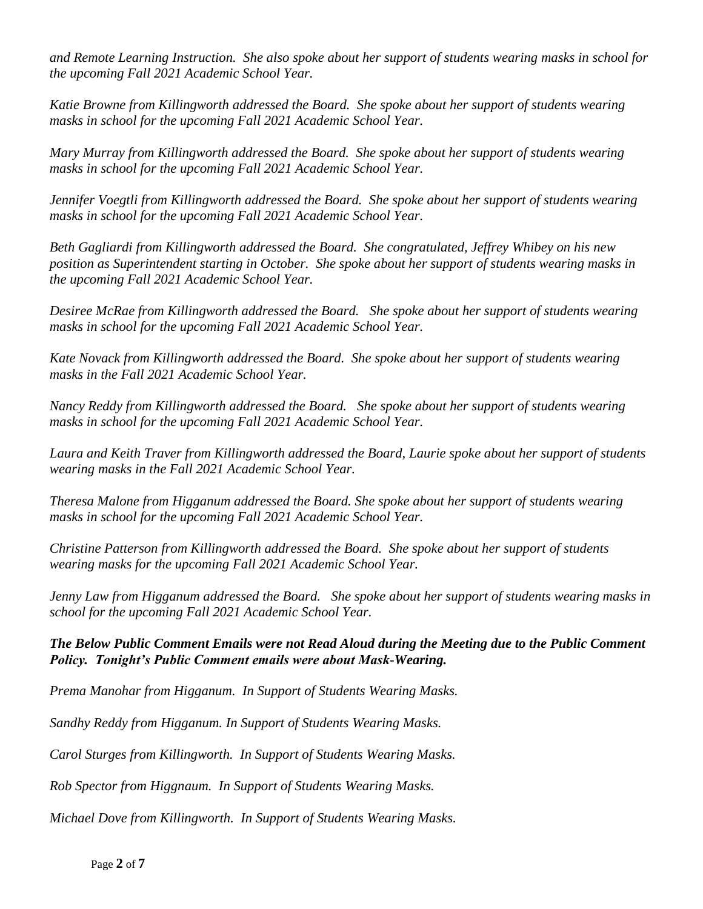*and Remote Learning Instruction. She also spoke about her support of students wearing masks in school for the upcoming Fall 2021 Academic School Year.*

*Katie Browne from Killingworth addressed the Board. She spoke about her support of students wearing masks in school for the upcoming Fall 2021 Academic School Year.*

*Mary Murray from Killingworth addressed the Board. She spoke about her support of students wearing masks in school for the upcoming Fall 2021 Academic School Year.*

*Jennifer Voegtli from Killingworth addressed the Board. She spoke about her support of students wearing masks in school for the upcoming Fall 2021 Academic School Year.*

*Beth Gagliardi from Killingworth addressed the Board. She congratulated, Jeffrey Whibey on his new position as Superintendent starting in October. She spoke about her support of students wearing masks in the upcoming Fall 2021 Academic School Year.*

*Desiree McRae from Killingworth addressed the Board. She spoke about her support of students wearing masks in school for the upcoming Fall 2021 Academic School Year.*

*Kate Novack from Killingworth addressed the Board. She spoke about her support of students wearing masks in the Fall 2021 Academic School Year.*

*Nancy Reddy from Killingworth addressed the Board. She spoke about her support of students wearing masks in school for the upcoming Fall 2021 Academic School Year.*

*Laura and Keith Traver from Killingworth addressed the Board, Laurie spoke about her support of students wearing masks in the Fall 2021 Academic School Year.*

*Theresa Malone from Higganum addressed the Board. She spoke about her support of students wearing masks in school for the upcoming Fall 2021 Academic School Year.*

*Christine Patterson from Killingworth addressed the Board. She spoke about her support of students wearing masks for the upcoming Fall 2021 Academic School Year.*

*Jenny Law from Higganum addressed the Board. She spoke about her support of students wearing masks in school for the upcoming Fall 2021 Academic School Year.*

***The Below Public Comment Emails were not Read Aloud during the Meeting due to the Public Comment Policy. Tonight's Public Comment emails were about Mask-Wearing.***

*Prema Manohar from Higganum. In Support of Students Wearing Masks.*

*Sandhy Reddy from Higganum. In Support of Students Wearing Masks.*

*Carol Sturges from Killingworth. In Support of Students Wearing Masks.*

*Rob Spector from Higgnaum. In Support of Students Wearing Masks.*

*Michael Dove from Killingworth. In Support of Students Wearing Masks.*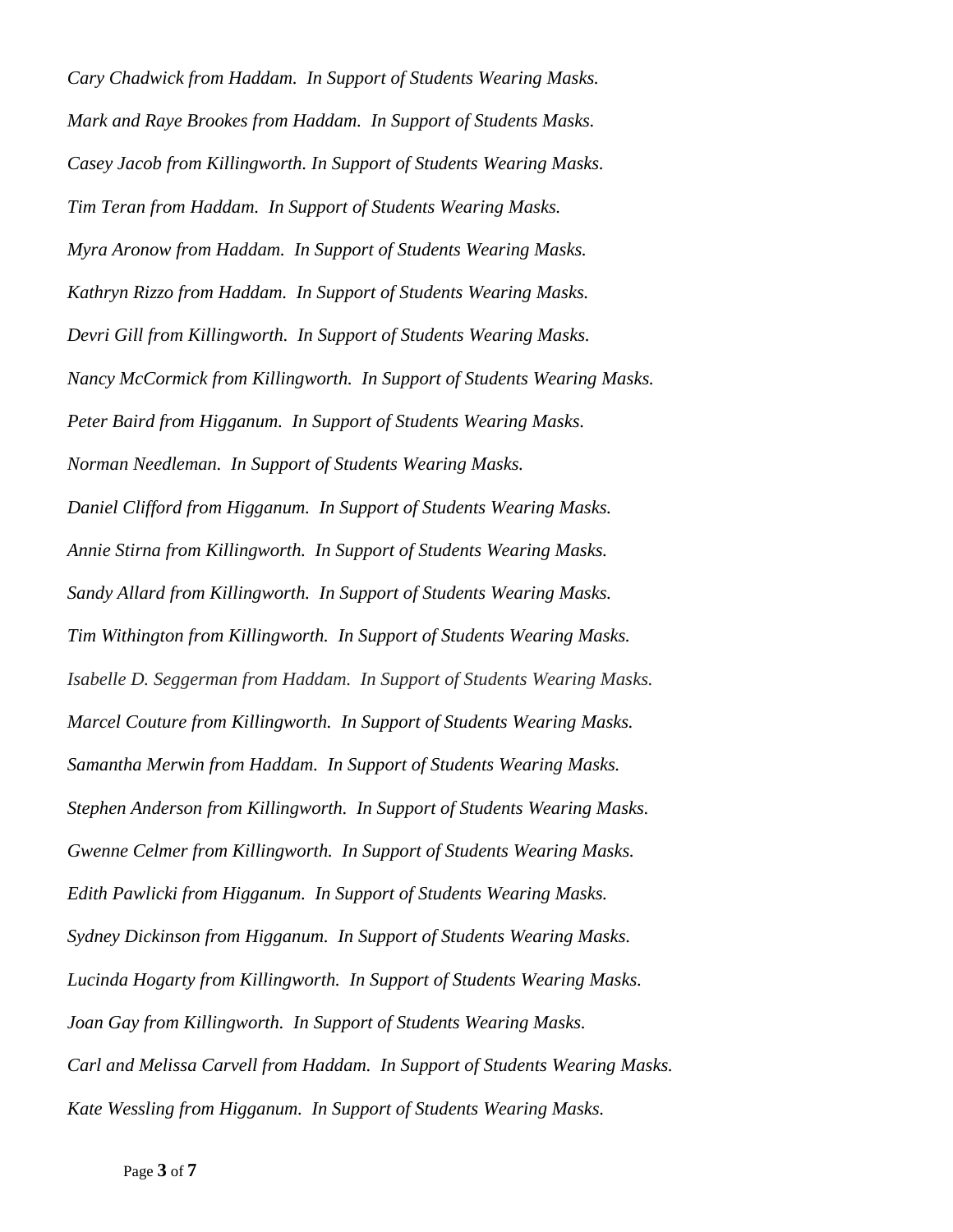*Cary Chadwick from Haddam.  In Support of Students Wearing Masks.*

*Mark and Raye Brookes from Haddam.  In Support of Students Masks.*

*Casey Jacob from Killingworth. In Support of Students Wearing Masks.*

*Tim Teran from Haddam.  In Support of Students Wearing Masks.*

*Myra Aronow from Haddam.  In Support of Students Wearing Masks.*

*Kathryn Rizzo from Haddam.  In Support of Students Wearing Masks.*

*Devri Gill from Killingworth.  In Support of Students Wearing Masks.*

*Nancy McCormick from Killingworth.  In Support of Students Wearing Masks.*

*Peter Baird from Higganum.  In Support of Students Wearing Masks.*

*Norman Needleman.  In Support of Students Wearing Masks.*

*Daniel Clifford from Higganum.  In Support of Students Wearing Masks.*

*Annie Stirna from Killingworth.  In Support of Students Wearing Masks.*

*Sandy Allard from Killingworth.  In Support of Students Wearing Masks.*

*Tim Withington from Killingworth.  In Support of Students Wearing Masks.*

*Isabelle D. Seggerman from Haddam.  In Support of Students Wearing Masks.*

*Marcel Couture from Killingworth.  In Support of Students Wearing Masks.*

*Samantha Merwin from Haddam.  In Support of Students Wearing Masks.*

*Stephen Anderson from Killingworth.  In Support of Students Wearing Masks.*

*Gwenne Celmer from Killingworth.  In Support of Students Wearing Masks.*

*Edith Pawlicki from Higganum.  In Support of Students Wearing Masks.*

*Sydney Dickinson from Higganum.  In Support of Students Wearing Masks.*

*Lucinda Hogarty from Killingworth.  In Support of Students Wearing Masks.*

*Joan Gay from Killingworth.  In Support of Students Wearing Masks.*

*Carl and Melissa Carvell from Haddam.  In Support of Students Wearing Masks.*

*Kate Wessling from Higganum.  In Support of Students Wearing Masks.*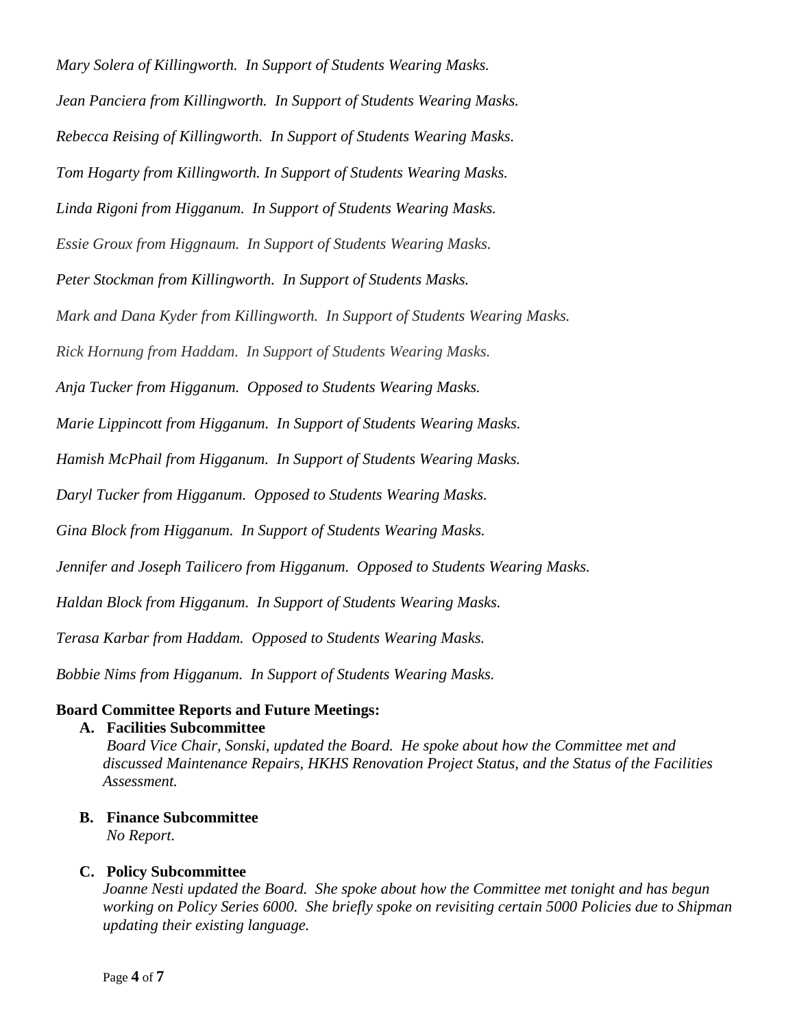*Mary Solera of Killingworth. In Support of Students Wearing Masks.*

*Jean Panciera from Killingworth. In Support of Students Wearing Masks.*

*Rebecca Reising of Killingworth. In Support of Students Wearing Masks.*

*Tom Hogarty from Killingworth. In Support of Students Wearing Masks.*

*Linda Rigoni from Higganum. In Support of Students Wearing Masks.*

*Essie Groux from Higgnaum. In Support of Students Wearing Masks.*

*Peter Stockman from Killingworth. In Support of Students Masks.*

*Mark and Dana Kyder from Killingworth. In Support of Students Wearing Masks.*

*Rick Hornung from Haddam. In Support of Students Wearing Masks.*

*Anja Tucker from Higganum. Opposed to Students Wearing Masks.*

*Marie Lippincott from Higganum. In Support of Students Wearing Masks.*

*Hamish McPhail from Higganum. In Support of Students Wearing Masks.*

*Daryl Tucker from Higganum. Opposed to Students Wearing Masks.*

*Gina Block from Higganum. In Support of Students Wearing Masks.*

*Jennifer and Joseph Tailicero from Higganum. Opposed to Students Wearing Masks.*

*Haldan Block from Higganum. In Support of Students Wearing Masks.*

*Terasa Karbar from Haddam. Opposed to Students Wearing Masks.*

*Bobbie Nims from Higganum. In Support of Students Wearing Masks.*

**Board Committee Reports and Future Meetings:**

**A. Facilities Subcommittee**

*Board Vice Chair, Sonski, updated the Board. He spoke about how the Committee met and discussed Maintenance Repairs, HKHS Renovation Project Status, and the Status of the Facilities Assessment.*

**B. Finance Subcommittee**

*No Report.*

**C. Policy Subcommittee**

*Joanne Nesti updated the Board. She spoke about how the Committee met tonight and has begun working on Policy Series 6000. She briefly spoke on revisiting certain 5000 Policies due to Shipman updating their existing language.*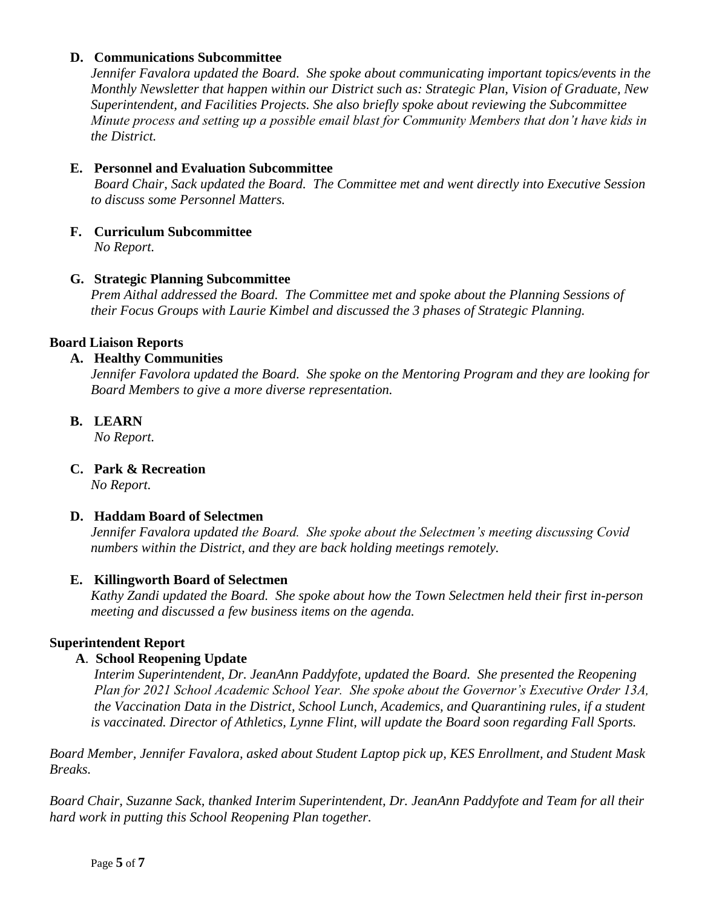**D. Communications Subcommittee**

*Jennifer Favalora updated the Board. She spoke about communicating important topics/events in the Monthly Newsletter that happen within our District such as: Strategic Plan, Vision of Graduate, New Superintendent, and Facilities Projects. She also briefly spoke about reviewing the Subcommittee Minute process and setting up a possible email blast for Community Members that don't have kids in the District.*

**E. Personnel and Evaluation Subcommittee**

*Board Chair, Sack updated the Board. The Committee met and went directly into Executive Session to discuss some Personnel Matters.*

**F. Curriculum Subcommittee**

*No Report.*

**G. Strategic Planning Subcommittee**

*Prem Aithal addressed the Board. The Committee met and spoke about the Planning Sessions of their Focus Groups with Laurie Kimbel and discussed the 3 phases of Strategic Planning.*

**Board Liaison Reports**

**A. Healthy Communities**

*Jennifer Favolora updated the Board. She spoke on the Mentoring Program and they are looking for Board Members to give a more diverse representation.*

**B. LEARN**

*No Report.*

**C. Park & Recreation**

*No Report.*

**D. Haddam Board of Selectmen**

*Jennifer Favalora updated the Board. She spoke about the Selectmen's meeting discussing Covid numbers within the District, and they are back holding meetings remotely.*

**E. Killingworth Board of Selectmen**

*Kathy Zandi updated the Board. She spoke about how the Town Selectmen held their first in-person meeting and discussed a few business items on the agenda.*

**Superintendent Report**

**A. School Reopening Update**

*Interim Superintendent, Dr. JeanAnn Paddyfote, updated the Board. She presented the Reopening Plan for 2021 School Academic School Year. She spoke about the Governor's Executive Order 13A, the Vaccination Data in the District, School Lunch, Academics, and Quarantining rules, if a student is vaccinated. Director of Athletics, Lynne Flint, will update the Board soon regarding Fall Sports.*

*Board Member, Jennifer Favalora, asked about Student Laptop pick up, KES Enrollment, and Student Mask Breaks.*

*Board Chair, Suzanne Sack, thanked Interim Superintendent, Dr. JeanAnn Paddyfote and Team for all their hard work in putting this School Reopening Plan together.*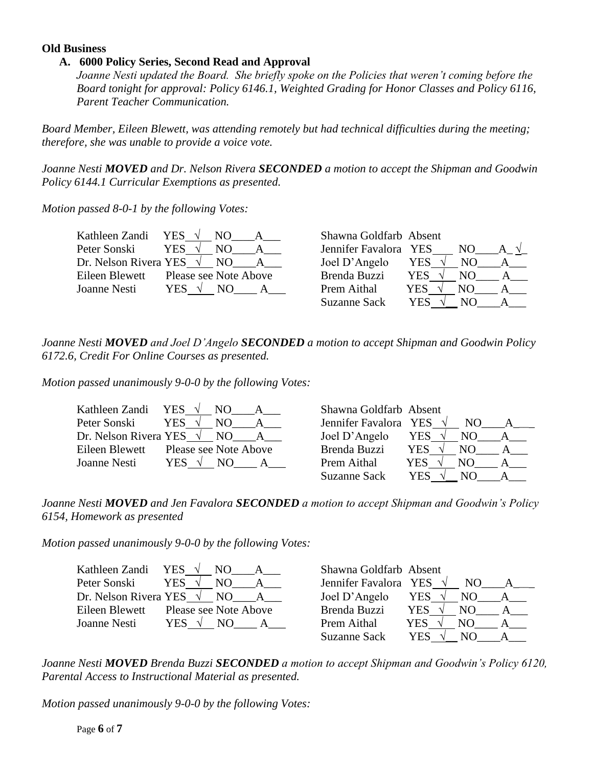**Old Business**

**A. 6000 Policy Series, Second Read and Approval**

*Joanne Nesti updated the Board. She briefly spoke on the Policies that weren't coming before the Board tonight for approval: Policy 6146.1, Weighted Grading for Honor Classes and Policy 6116, Parent Teacher Communication.*

*Board Member, Eileen Blewett, was attending remotely but had technical difficulties during the meeting; therefore, she was unable to provide a voice vote.*

*Joanne Nesti **MOVED** and Dr. Nelson Rivera **SECONDED** a motion to accept the Shipman and Goodwin Policy 6144.1 Curricular Exemptions as presented.*

*Motion passed 8-0-1 by the following Votes:*

| | | | |
|---|---|---|---|
| Kathleen Zandi | YES √ NO___ A___ | Shawna Goldfarb | Absent |
| Peter Sonski | YES √ NO___ A___ | Jennifer Favalora | YES___ NO___ A √ |
| Dr. Nelson Rivera | YES √ NO___ A___ | Joel D'Angelo | YES √ NO___ A___ |
| Eileen Blewett | Please see Note Above | Brenda Buzzi | YES √ NO___ A___ |
| Joanne Nesti | YES √ NO___ A___ | Prem Aithal | YES √ NO___ A___ |
| | | Suzanne Sack | YES √ NO___ A___ |

*Joanne Nesti **MOVED** and Joel D'Angelo **SECONDED** a motion to accept Shipman and Goodwin Policy 6172.6, Credit For Online Courses as presented.*

*Motion passed unanimously 9-0-0 by the following Votes:*

| | | | |
|---|---|---|---|
| Kathleen Zandi | YES √ NO___ A___ | Shawna Goldfarb | Absent |
| Peter Sonski | YES √ NO___ A___ | Jennifer Favalora | YES √ NO___ A___ |
| Dr. Nelson Rivera | YES √ NO___ A___ | Joel D'Angelo | YES √ NO___ A___ |
| Eileen Blewett | Please see Note Above | Brenda Buzzi | YES √ NO___ A___ |
| Joanne Nesti | YES √ NO___ A___ | Prem Aithal | YES √ NO___ A___ |
| | | Suzanne Sack | YES √ NO___ A___ |

*Joanne Nesti **MOVED** and Jen Favalora **SECONDED** a motion to accept Shipman and Goodwin's Policy 6154, Homework as presented*

*Motion passed unanimously 9-0-0 by the following Votes:*

| | | | |
|---|---|---|---|
| Kathleen Zandi | YES √ NO___ A___ | Shawna Goldfarb | Absent |
| Peter Sonski | YES √ NO___ A___ | Jennifer Favalora | YES √ NO___ A___ |
| Dr. Nelson Rivera | YES √ NO___ A___ | Joel D'Angelo | YES √ NO___ A___ |
| Eileen Blewett | Please see Note Above | Brenda Buzzi | YES √ NO___ A___ |
| Joanne Nesti | YES √ NO___ A___ | Prem Aithal | YES √ NO___ A___ |
| | | Suzanne Sack | YES √ NO___ A___ |

*Joanne Nesti **MOVED** Brenda Buzzi **SECONDED** a motion to accept Shipman and Goodwin's Policy 6120, Parental Access to Instructional Material as presented.*

*Motion passed unanimously 9-0-0 by the following Votes:*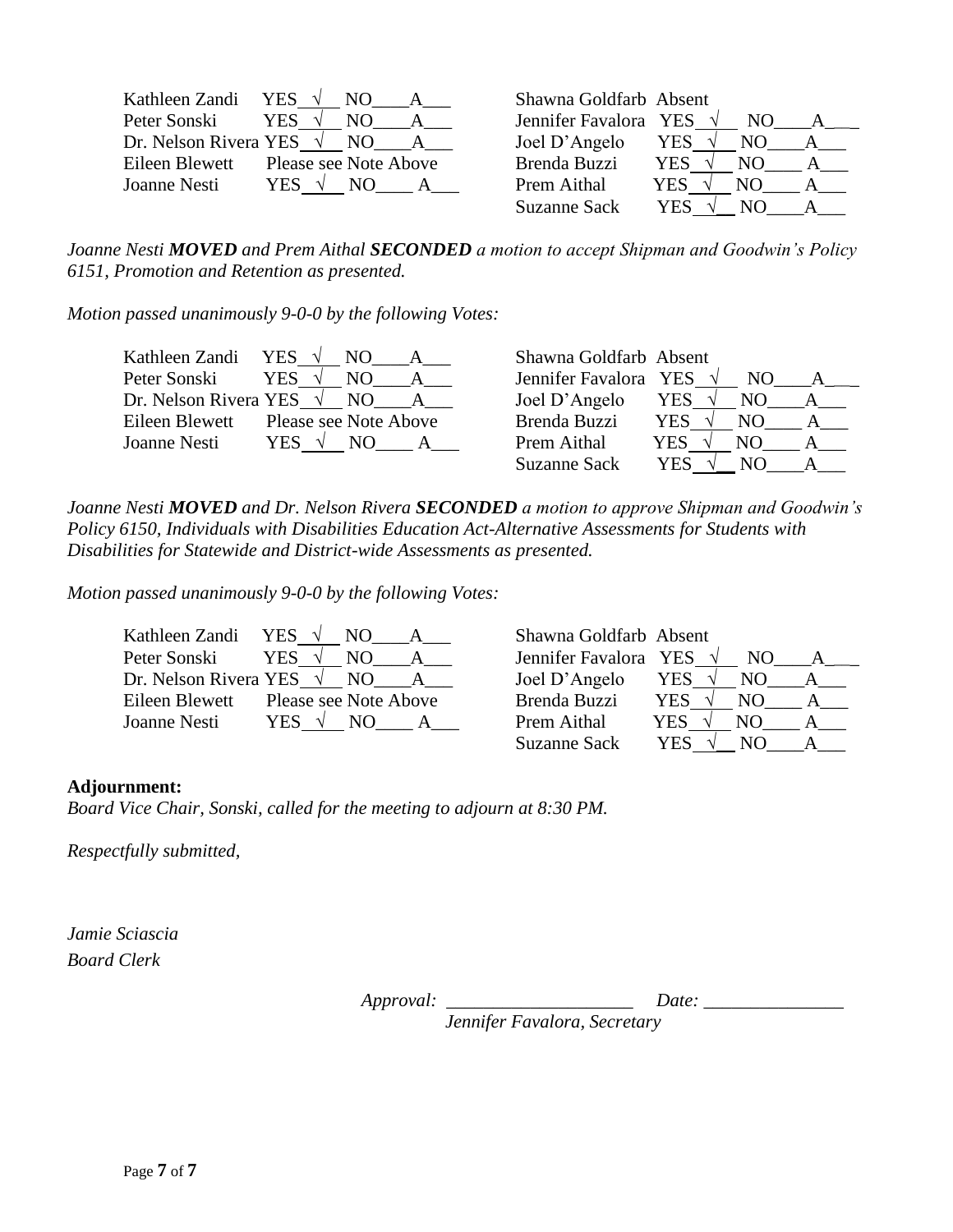| | | | |
|---|---|---|---|
| Kathleen Zandi | YES √ NO\_\_\_\_A\_\_\_ | Shawna Goldfarb | Absent |
| Peter Sonski | YES √ NO\_\_\_\_A\_\_\_ | Jennifer Favalora | YES √ NO\_\_\_\_A\_\_\_ |
| Dr. Nelson Rivera | YES √ NO\_\_\_\_A\_\_\_ | Joel D'Angelo | YES √ NO\_\_\_\_A\_\_\_ |
| Eileen Blewett | Please see Note Above | Brenda Buzzi | YES √ NO\_\_\_\_A\_\_\_ |
| Joanne Nesti | YES √ NO\_\_\_\_A\_\_\_ | Prem Aithal | YES √ NO\_\_\_\_A\_\_\_ |
| | | Suzanne Sack | YES √ NO\_\_\_\_A\_\_\_ |

*Joanne Nesti **MOVED** and Prem Aithal **SECONDED** a motion to accept Shipman and Goodwin's Policy 6151, Promotion and Retention as presented.*

*Motion passed unanimously 9-0-0 by the following Votes:*

| | | | |
|---|---|---|---|
| Kathleen Zandi | YES √ NO\_\_\_\_A\_\_\_ | Shawna Goldfarb | Absent |
| Peter Sonski | YES √ NO\_\_\_\_A\_\_\_ | Jennifer Favalora | YES √ NO\_\_\_\_A\_\_\_ |
| Dr. Nelson Rivera | YES √ NO\_\_\_\_A\_\_\_ | Joel D'Angelo | YES √ NO\_\_\_\_A\_\_\_ |
| Eileen Blewett | Please see Note Above | Brenda Buzzi | YES √ NO\_\_\_\_A\_\_\_ |
| Joanne Nesti | YES √ NO\_\_\_\_A\_\_\_ | Prem Aithal | YES √ NO\_\_\_\_A\_\_\_ |
| | | Suzanne Sack | YES √ NO\_\_\_\_A\_\_\_ |

*Joanne Nesti **MOVED** and Dr. Nelson Rivera **SECONDED** a motion to approve Shipman and Goodwin's Policy 6150, Individuals with Disabilities Education Act-Alternative Assessments for Students with Disabilities for Statewide and District-wide Assessments as presented.*

*Motion passed unanimously 9-0-0 by the following Votes:*

| | | | |
|---|---|---|---|
| Kathleen Zandi | YES √ NO\_\_\_\_A\_\_\_ | Shawna Goldfarb | Absent |
| Peter Sonski | YES √ NO\_\_\_\_A\_\_\_ | Jennifer Favalora | YES √ NO\_\_\_\_A\_\_\_ |
| Dr. Nelson Rivera | YES √ NO\_\_\_\_A\_\_\_ | Joel D'Angelo | YES √ NO\_\_\_\_A\_\_\_ |
| Eileen Blewett | Please see Note Above | Brenda Buzzi | YES √ NO\_\_\_\_A\_\_\_ |
| Joanne Nesti | YES √ NO\_\_\_\_A\_\_\_ | Prem Aithal | YES √ NO\_\_\_\_A\_\_\_ |
| | | Suzanne Sack | YES √ NO\_\_\_\_A\_\_\_ |

**Adjournment:**

*Board Vice Chair, Sonski, called for the meeting to adjourn at 8:30 PM.*

*Respectfully submitted,*

*Jamie Sciascia*
*Board Clerk*

*Approval:* \_\_\_\_\_\_\_\_\_\_\_\_\_\_\_\_\_\_\_\_ *Date:* \_\_\_\_\_\_\_\_\_\_\_\_\_\_\_
*Jennifer Favalora, Secretary*